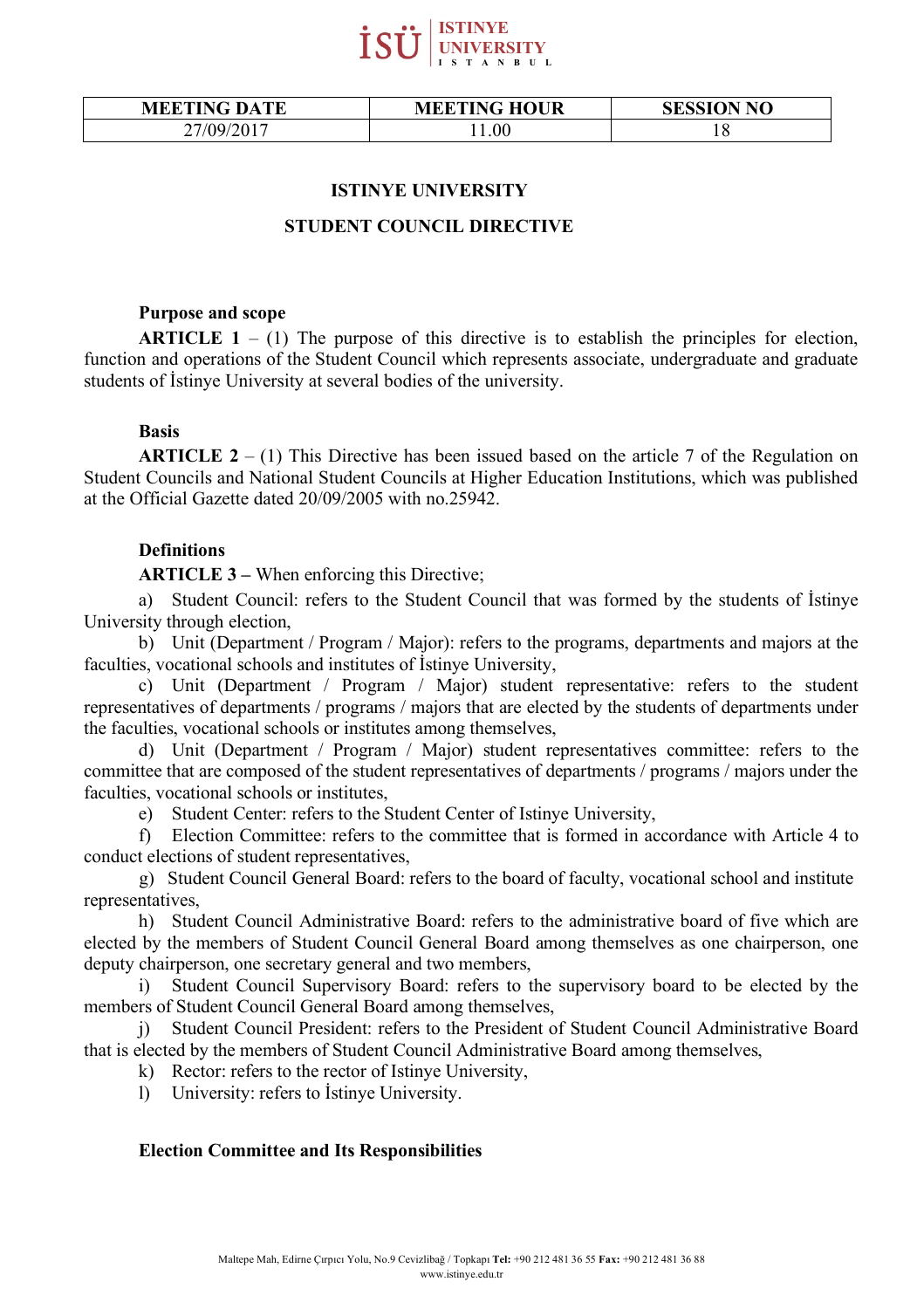| MEETING DATE | MEETING HOUR | SESSION NO |
|---|---|---|
| 27/09/2017 | 11.00 | 18 |

# ISTINYE UNIVERSITY

# STUDENT COUNCIL DIRECTIVE

### Purpose and scope

**ARTICLE 1** – (1) The purpose of this directive is to establish the principles for election, function and operations of the Student Council which represents associate, undergraduate and graduate students of İstinye University at several bodies of the university.

### Basis

**ARTICLE 2** – (1) This Directive has been issued based on the article 7 of the Regulation on Student Councils and National Student Councils at Higher Education Institutions, which was published at the Official Gazette dated 20/09/2005 with no.25942.

### Definitions

**ARTICLE 3 –** When enforcing this Directive;

a) Student Council: refers to the Student Council that was formed by the students of İstinye University through election,

b) Unit (Department / Program / Major): refers to the programs, departments and majors at the faculties, vocational schools and institutes of İstinye University,

c) Unit (Department / Program / Major) student representative: refers to the student representatives of departments / programs / majors that are elected by the students of departments under the faculties, vocational schools or institutes among themselves,

d) Unit (Department / Program / Major) student representatives committee: refers to the committee that are composed of the student representatives of departments / programs / majors under the faculties, vocational schools or institutes,

e) Student Center: refers to the Student Center of Istinye University,

f) Election Committee: refers to the committee that is formed in accordance with Article 4 to conduct elections of student representatives,

g) Student Council General Board: refers to the board of faculty, vocational school and institute representatives,

h) Student Council Administrative Board: refers to the administrative board of five which are elected by the members of Student Council General Board among themselves as one chairperson, one deputy chairperson, one secretary general and two members,

i) Student Council Supervisory Board: refers to the supervisory board to be elected by the members of Student Council General Board among themselves,

j) Student Council President: refers to the President of Student Council Administrative Board that is elected by the members of Student Council Administrative Board among themselves,

k) Rector: refers to the rector of Istinye University,

l) University: refers to İstinye University.

### Election Committee and Its Responsibilities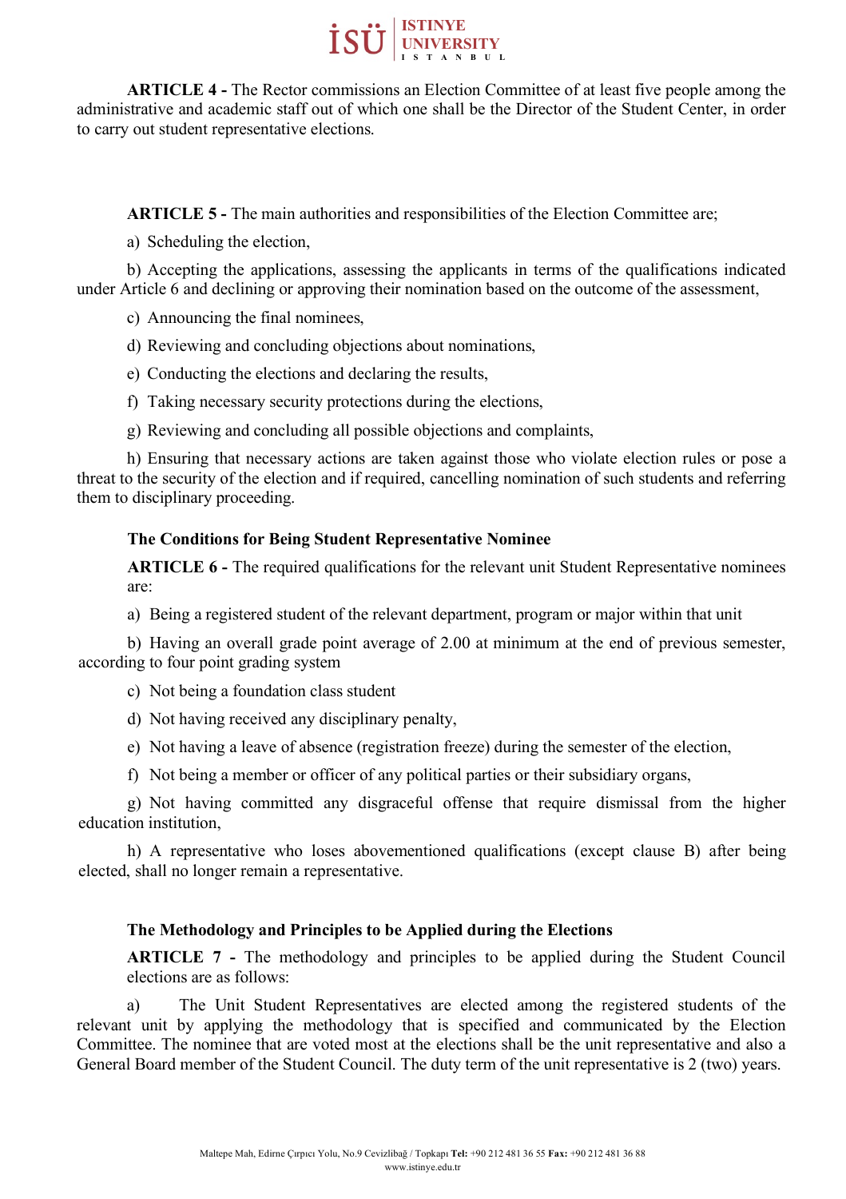**ARTICLE 4 -** The Rector commissions an Election Committee of at least five people among the administrative and academic staff out of which one shall be the Director of the Student Center, in order to carry out student representative elections.

**ARTICLE 5 -** The main authorities and responsibilities of the Election Committee are;

a) Scheduling the election,

b) Accepting the applications, assessing the applicants in terms of the qualifications indicated under Article 6 and declining or approving their nomination based on the outcome of the assessment,

c) Announcing the final nominees,

d) Reviewing and concluding objections about nominations,

e) Conducting the elections and declaring the results,

f) Taking necessary security protections during the elections,

g) Reviewing and concluding all possible objections and complaints,

h) Ensuring that necessary actions are taken against those who violate election rules or pose a threat to the security of the election and if required, cancelling nomination of such students and referring them to disciplinary proceeding.

**The Conditions for Being Student Representative Nominee**

**ARTICLE 6 -** The required qualifications for the relevant unit Student Representative nominees are:

a) Being a registered student of the relevant department, program or major within that unit

b) Having an overall grade point average of 2.00 at minimum at the end of previous semester, according to four point grading system

c) Not being a foundation class student

d) Not having received any disciplinary penalty,

e) Not having a leave of absence (registration freeze) during the semester of the election,

f) Not being a member or officer of any political parties or their subsidiary organs,

g) Not having committed any disgraceful offense that require dismissal from the higher education institution,

h) A representative who loses abovementioned qualifications (except clause B) after being elected, shall no longer remain a representative.

**The Methodology and Principles to be Applied during the Elections**

**ARTICLE 7 -** The methodology and principles to be applied during the Student Council elections are as follows:

a) The Unit Student Representatives are elected among the registered students of the relevant unit by applying the methodology that is specified and communicated by the Election Committee. The nominee that are voted most at the elections shall be the unit representative and also a General Board member of the Student Council. The duty term of the unit representative is 2 (two) years.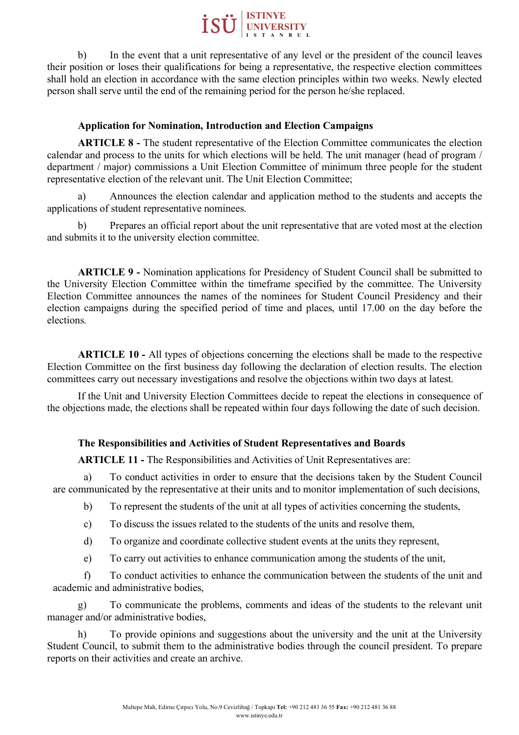b) In the event that a unit representative of any level or the president of the council leaves their position or loses their qualifications for being a representative, the respective election committees shall hold an election in accordance with the same election principles within two weeks. Newly elected person shall serve until the end of the remaining period for the person he/she replaced.

### Application for Nomination, Introduction and Election Campaigns

**ARTICLE 8 -** The student representative of the Election Committee communicates the election calendar and process to the units for which elections will be held. The unit manager (head of program / department / major) commissions a Unit Election Committee of minimum three people for the student representative election of the relevant unit. The Unit Election Committee;

a) Announces the election calendar and application method to the students and accepts the applications of student representative nominees.

b) Prepares an official report about the unit representative that are voted most at the election and submits it to the university election committee.

**ARTICLE 9 -** Nomination applications for Presidency of Student Council shall be submitted to the University Election Committee within the timeframe specified by the committee. The University Election Committee announces the names of the nominees for Student Council Presidency and their election campaigns during the specified period of time and places, until 17.00 on the day before the elections.

**ARTICLE 10 -** All types of objections concerning the elections shall be made to the respective Election Committee on the first business day following the declaration of election results. The election committees carry out necessary investigations and resolve the objections within two days at latest.

If the Unit and University Election Committees decide to repeat the elections in consequence of the objections made, the elections shall be repeated within four days following the date of such decision.

### The Responsibilities and Activities of Student Representatives and Boards

**ARTICLE 11 -** The Responsibilities and Activities of Unit Representatives are:

a) To conduct activities in order to ensure that the decisions taken by the Student Council are communicated by the representative at their units and to monitor implementation of such decisions,

b) To represent the students of the unit at all types of activities concerning the students,

c) To discuss the issues related to the students of the units and resolve them,

d) To organize and coordinate collective student events at the units they represent,

e) To carry out activities to enhance communication among the students of the unit,

f) To conduct activities to enhance the communication between the students of the unit and academic and administrative bodies,

g) To communicate the problems, comments and ideas of the students to the relevant unit manager and/or administrative bodies,

h) To provide opinions and suggestions about the university and the unit at the University Student Council, to submit them to the administrative bodies through the council president. To prepare reports on their activities and create an archive.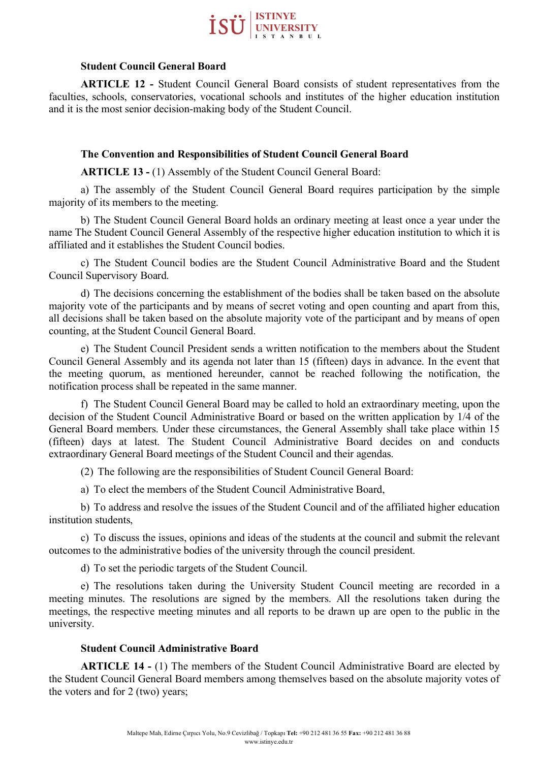**Student Council General Board**

**ARTICLE 12 -** Student Council General Board consists of student representatives from the faculties, schools, conservatories, vocational schools and institutes of the higher education institution and it is the most senior decision-making body of the Student Council.

**The Convention and Responsibilities of Student Council General Board**

**ARTICLE 13 -** (1) Assembly of the Student Council General Board:

a) The assembly of the Student Council General Board requires participation by the simple majority of its members to the meeting.

b) The Student Council General Board holds an ordinary meeting at least once a year under the name The Student Council General Assembly of the respective higher education institution to which it is affiliated and it establishes the Student Council bodies.

c) The Student Council bodies are the Student Council Administrative Board and the Student Council Supervisory Board.

d) The decisions concerning the establishment of the bodies shall be taken based on the absolute majority vote of the participants and by means of secret voting and open counting and apart from this, all decisions shall be taken based on the absolute majority vote of the participant and by means of open counting, at the Student Council General Board.

e) The Student Council President sends a written notification to the members about the Student Council General Assembly and its agenda not later than 15 (fifteen) days in advance. In the event that the meeting quorum, as mentioned hereunder, cannot be reached following the notification, the notification process shall be repeated in the same manner.

f) The Student Council General Board may be called to hold an extraordinary meeting, upon the decision of the Student Council Administrative Board or based on the written application by 1/4 of the General Board members. Under these circumstances, the General Assembly shall take place within 15 (fifteen) days at latest. The Student Council Administrative Board decides on and conducts extraordinary General Board meetings of the Student Council and their agendas.

(2) The following are the responsibilities of Student Council General Board:

a) To elect the members of the Student Council Administrative Board,

b) To address and resolve the issues of the Student Council and of the affiliated higher education institution students,

c) To discuss the issues, opinions and ideas of the students at the council and submit the relevant outcomes to the administrative bodies of the university through the council president.

d) To set the periodic targets of the Student Council.

e) The resolutions taken during the University Student Council meeting are recorded in a meeting minutes. The resolutions are signed by the members. All the resolutions taken during the meetings, the respective meeting minutes and all reports to be drawn up are open to the public in the university.

**Student Council Administrative Board**

**ARTICLE 14 -** (1) The members of the Student Council Administrative Board are elected by the Student Council General Board members among themselves based on the absolute majority votes of the voters and for 2 (two) years;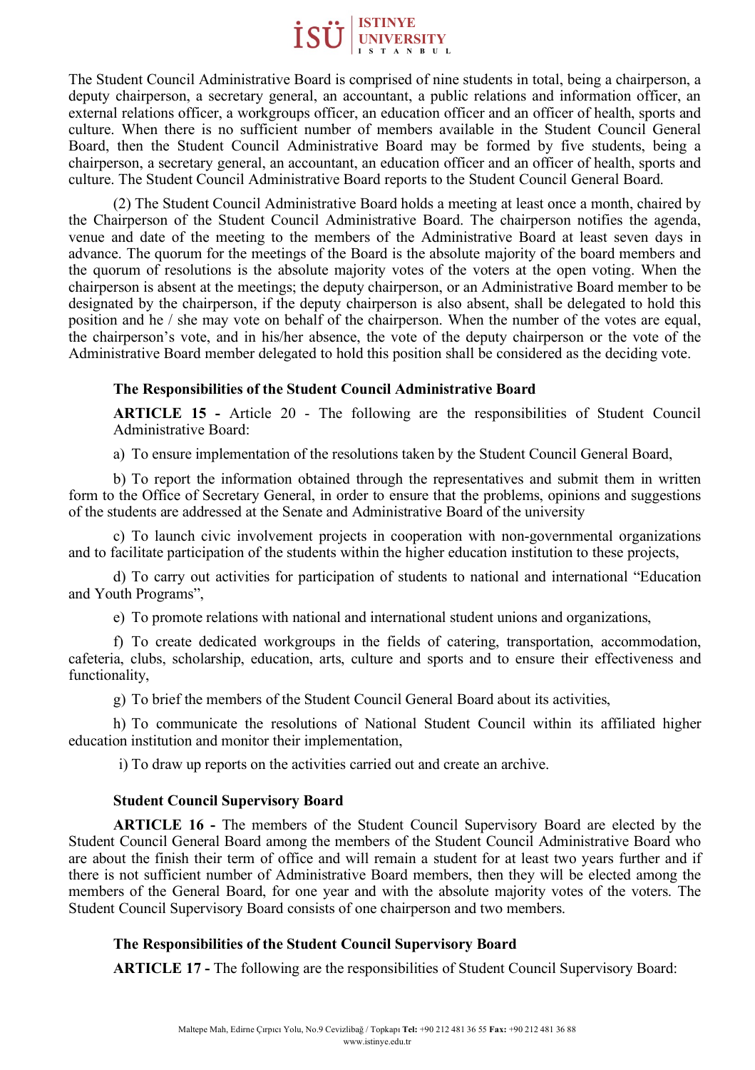The Student Council Administrative Board is comprised of nine students in total, being a chairperson, a deputy chairperson, a secretary general, an accountant, a public relations and information officer, an external relations officer, a workgroups officer, an education officer and an officer of health, sports and culture. When there is no sufficient number of members available in the Student Council General Board, then the Student Council Administrative Board may be formed by five students, being a chairperson, a secretary general, an accountant, an education officer and an officer of health, sports and culture. The Student Council Administrative Board reports to the Student Council General Board.

(2) The Student Council Administrative Board holds a meeting at least once a month, chaired by the Chairperson of the Student Council Administrative Board. The chairperson notifies the agenda, venue and date of the meeting to the members of the Administrative Board at least seven days in advance. The quorum for the meetings of the Board is the absolute majority of the board members and the quorum of resolutions is the absolute majority votes of the voters at the open voting. When the chairperson is absent at the meetings; the deputy chairperson, or an Administrative Board member to be designated by the chairperson, if the deputy chairperson is also absent, shall be delegated to hold this position and he / she may vote on behalf of the chairperson. When the number of the votes are equal, the chairperson's vote, and in his/her absence, the vote of the deputy chairperson or the vote of the Administrative Board member delegated to hold this position shall be considered as the deciding vote.

### The Responsibilities of the Student Council Administrative Board

**ARTICLE 15 -** Article 20 - The following are the responsibilities of Student Council Administrative Board:

a) To ensure implementation of the resolutions taken by the Student Council General Board,

b) To report the information obtained through the representatives and submit them in written form to the Office of Secretary General, in order to ensure that the problems, opinions and suggestions of the students are addressed at the Senate and Administrative Board of the university

c) To launch civic involvement projects in cooperation with non-governmental organizations and to facilitate participation of the students within the higher education institution to these projects,

d) To carry out activities for participation of students to national and international "Education and Youth Programs",

e) To promote relations with national and international student unions and organizations,

f) To create dedicated workgroups in the fields of catering, transportation, accommodation, cafeteria, clubs, scholarship, education, arts, culture and sports and to ensure their effectiveness and functionality,

g) To brief the members of the Student Council General Board about its activities,

h) To communicate the resolutions of National Student Council within its affiliated higher education institution and monitor their implementation,

i) To draw up reports on the activities carried out and create an archive.

### Student Council Supervisory Board

**ARTICLE 16 -** The members of the Student Council Supervisory Board are elected by the Student Council General Board among the members of the Student Council Administrative Board who are about the finish their term of office and will remain a student for at least two years further and if there is not sufficient number of Administrative Board members, then they will be elected among the members of the General Board, for one year and with the absolute majority votes of the voters. The Student Council Supervisory Board consists of one chairperson and two members.

### The Responsibilities of the Student Council Supervisory Board

**ARTICLE 17 -** The following are the responsibilities of Student Council Supervisory Board: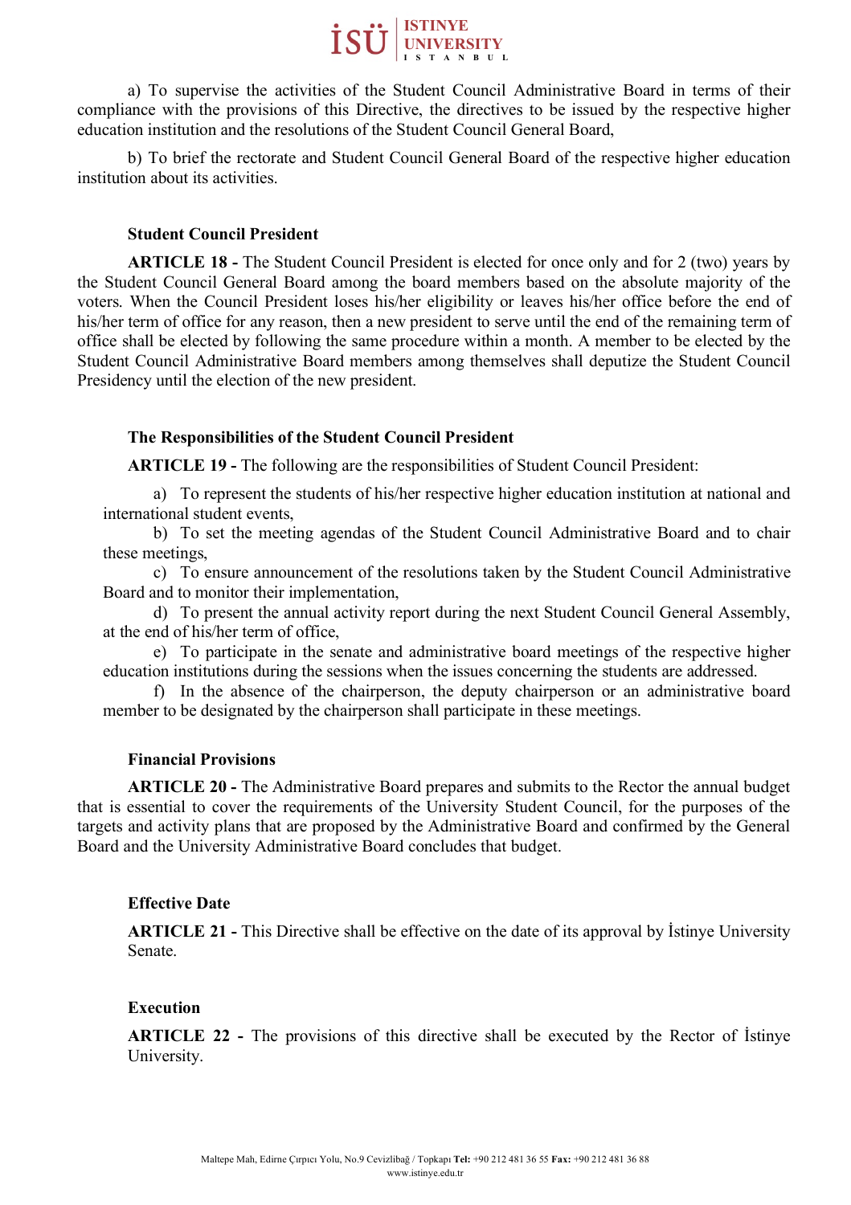a) To supervise the activities of the Student Council Administrative Board in terms of their compliance with the provisions of this Directive, the directives to be issued by the respective higher education institution and the resolutions of the Student Council General Board,

b) To brief the rectorate and Student Council General Board of the respective higher education institution about its activities.

**Student Council President**

**ARTICLE 18 -** The Student Council President is elected for once only and for 2 (two) years by the Student Council General Board among the board members based on the absolute majority of the voters. When the Council President loses his/her eligibility or leaves his/her office before the end of his/her term of office for any reason, then a new president to serve until the end of the remaining term of office shall be elected by following the same procedure within a month. A member to be elected by the Student Council Administrative Board members among themselves shall deputize the Student Council Presidency until the election of the new president.

**The Responsibilities of the Student Council President**

**ARTICLE 19 -** The following are the responsibilities of Student Council President:

a) To represent the students of his/her respective higher education institution at national and international student events,

b) To set the meeting agendas of the Student Council Administrative Board and to chair these meetings,

c) To ensure announcement of the resolutions taken by the Student Council Administrative Board and to monitor their implementation,

d) To present the annual activity report during the next Student Council General Assembly, at the end of his/her term of office,

e) To participate in the senate and administrative board meetings of the respective higher education institutions during the sessions when the issues concerning the students are addressed.

f) In the absence of the chairperson, the deputy chairperson or an administrative board member to be designated by the chairperson shall participate in these meetings.

**Financial Provisions**

**ARTICLE 20 -** The Administrative Board prepares and submits to the Rector the annual budget that is essential to cover the requirements of the University Student Council, for the purposes of the targets and activity plans that are proposed by the Administrative Board and confirmed by the General Board and the University Administrative Board concludes that budget.

**Effective Date**

**ARTICLE 21 -** This Directive shall be effective on the date of its approval by İstinye University Senate.

**Execution**

**ARTICLE 22 -** The provisions of this directive shall be executed by the Rector of İstinye University.